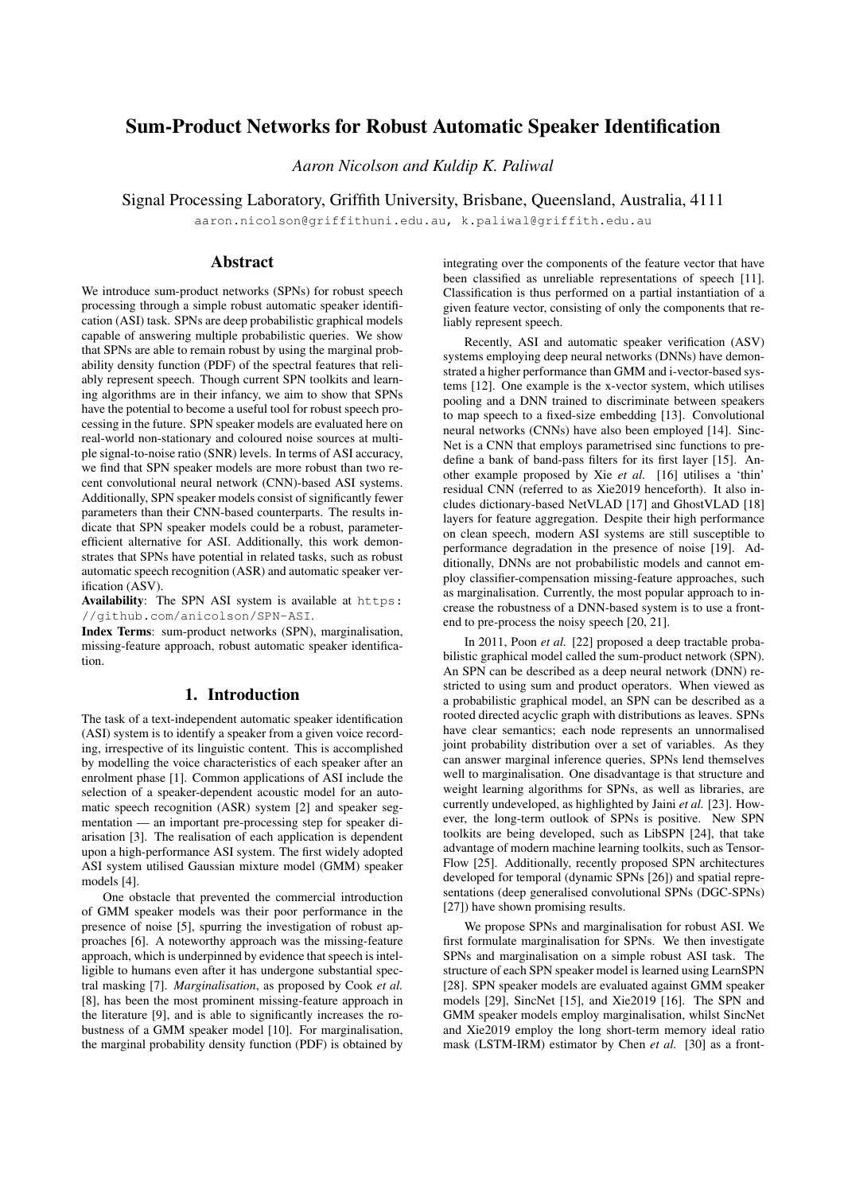# Sum-Product Networks for Robust Automatic Speaker Identification

*Aaron Nicolson and Kuldip K. Paliwal*

Signal Processing Laboratory, Griffith University, Brisbane, Queensland, Australia, 4111

aaron.nicolson@griffithuni.edu.au, k.paliwal@griffith.edu.au

## Abstract

We introduce sum-product networks (SPNs) for robust speech processing through a simple robust automatic speaker identification (ASI) task. SPNs are deep probabilistic graphical models capable of answering multiple probabilistic queries. We show that SPNs are able to remain robust by using the marginal probability density function (PDF) of the spectral features that reliably represent speech. Though current SPN toolkits and learning algorithms are in their infancy, we aim to show that SPNs have the potential to become a useful tool for robust speech processing in the future. SPN speaker models are evaluated here on real-world non-stationary and coloured noise sources at multiple signal-to-noise ratio (SNR) levels. In terms of ASI accuracy, we find that SPN speaker models are more robust than two recent convolutional neural network (CNN)-based ASI systems. Additionally, SPN speaker models consist of significantly fewer parameters than their CNN-based counterparts. The results indicate that SPN speaker models could be a robust, parameter-efficient alternative for ASI. Additionally, this work demonstrates that SPNs have potential in related tasks, such as robust automatic speech recognition (ASR) and automatic speaker verification (ASV).

**Availability**: The SPN ASI system is available at https://github.com/anicolson/SPN-ASI.

**Index Terms**: sum-product networks (SPN), marginalisation, missing-feature approach, robust automatic speaker identification.

## 1. Introduction

The task of a text-independent automatic speaker identification (ASI) system is to identify a speaker from a given voice recording, irrespective of its linguistic content. This is accomplished by modelling the voice characteristics of each speaker after an enrolment phase [1]. Common applications of ASI include the selection of a speaker-dependent acoustic model for an automatic speech recognition (ASR) system [2] and speaker segmentation — an important pre-processing step for speaker diarisation [3]. The realisation of each application is dependent upon a high-performance ASI system. The first widely adopted ASI system utilised Gaussian mixture model (GMM) speaker models [4].

One obstacle that prevented the commercial introduction of GMM speaker models was their poor performance in the presence of noise [5], spurring the investigation of robust approaches [6]. A noteworthy approach was the missing-feature approach, which is underpinned by evidence that speech is intelligible to humans even after it has undergone substantial spectral masking [7]. *Marginalisation*, as proposed by Cook *et al.* [8], has been the most prominent missing-feature approach in the literature [9], and is able to significantly increases the robustness of a GMM speaker model [10]. For marginalisation, the marginal probability density function (PDF) is obtained by integrating over the components of the feature vector that have been classified as unreliable representations of speech [11]. Classification is thus performed on a partial instantiation of a given feature vector, consisting of only the components that reliably represent speech.

Recently, ASI and automatic speaker verification (ASV) systems employing deep neural networks (DNNs) have demonstrated a higher performance than GMM and i-vector-based systems [12]. One example is the x-vector system, which utilises pooling and a DNN trained to discriminate between speakers to map speech to a fixed-size embedding [13]. Convolutional neural networks (CNNs) have also been employed [14]. SincNet is a CNN that employs parametrised sinc functions to predefine a bank of band-pass filters for its first layer [15]. Another example proposed by Xie *et al.* [16] utilises a 'thin' residual CNN (referred to as Xie2019 henceforth). It also includes dictionary-based NetVLAD [17] and GhostVLAD [18] layers for feature aggregation. Despite their high performance on clean speech, modern ASI systems are still susceptible to performance degradation in the presence of noise [19]. Additionally, DNNs are not probabilistic models and cannot employ classifier-compensation missing-feature approaches, such as marginalisation. Currently, the most popular approach to increase the robustness of a DNN-based system is to use a front-end to pre-process the noisy speech [20, 21].

In 2011, Poon *et al.* [22] proposed a deep tractable probabilistic graphical model called the sum-product network (SPN). An SPN can be described as a deep neural network (DNN) restricted to using sum and product operators. When viewed as a probabilistic graphical model, an SPN can be described as a rooted directed acyclic graph with distributions as leaves. SPNs have clear semantics; each node represents an unnormalised joint probability distribution over a set of variables. As they can answer marginal inference queries, SPNs lend themselves well to marginalisation. One disadvantage is that structure and weight learning algorithms for SPNs, as well as libraries, are currently undeveloped, as highlighted by Jaini *et al.* [23]. However, the long-term outlook of SPNs is positive. New SPN toolkits are being developed, such as LibSPN [24], that take advantage of modern machine learning toolkits, such as TensorFlow [25]. Additionally, recently proposed SPN architectures developed for temporal (dynamic SPNs [26]) and spatial representations (deep generalised convolutional SPNs (DGC-SPNs) [27]) have shown promising results.

We propose SPNs and marginalisation for robust ASI. We first formulate marginalisation for SPNs. We then investigate SPNs and marginalisation on a simple robust ASI task. The structure of each SPN speaker model is learned using LearnSPN [28]. SPN speaker models are evaluated against GMM speaker models [29], SincNet [15], and Xie2019 [16]. The SPN and GMM speaker models employ marginalisation, whilst SincNet and Xie2019 employ the long short-term memory ideal ratio mask (LSTM-IRM) estimator by Chen *et al.* [30] as a front-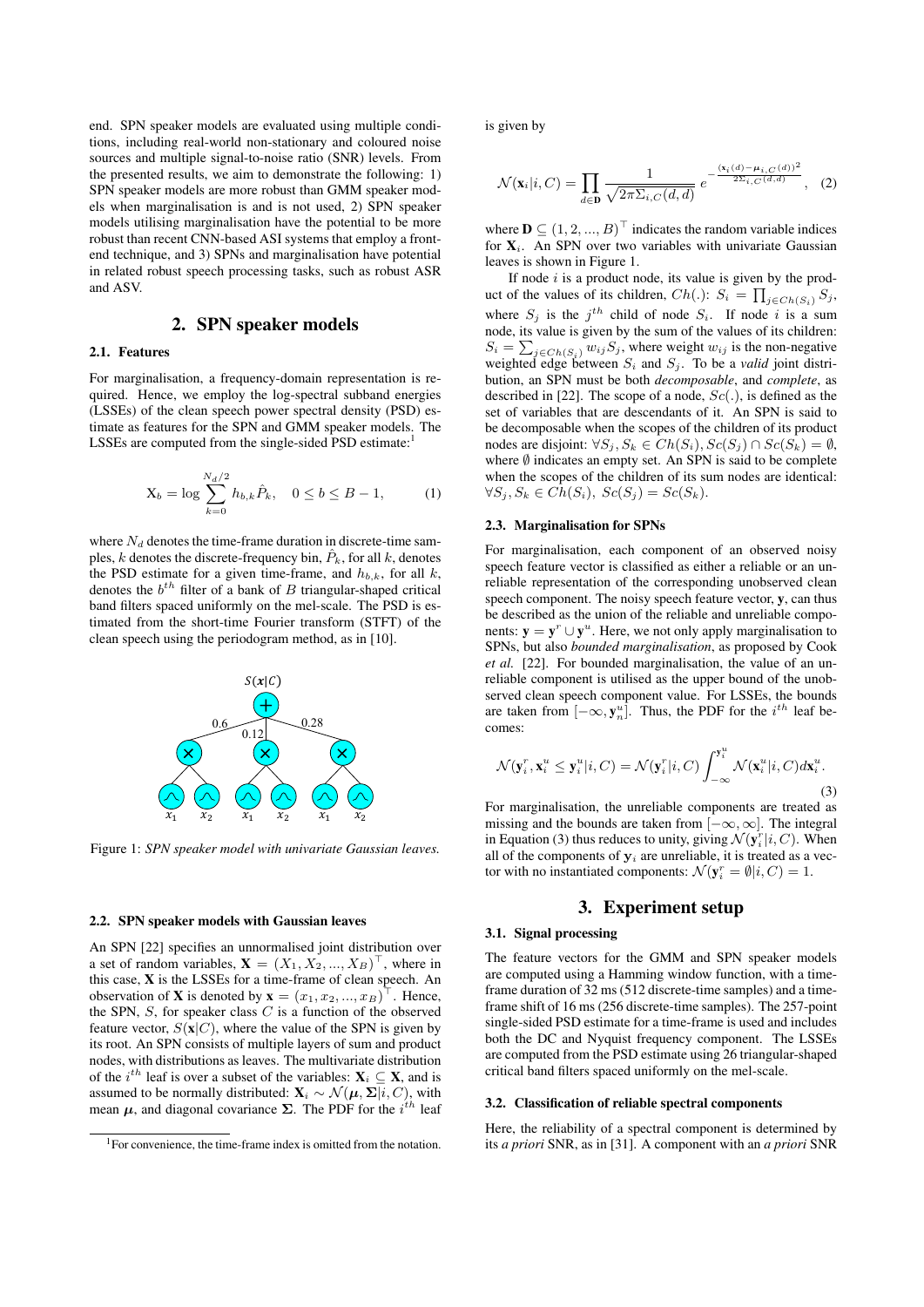end. SPN speaker models are evaluated using multiple conditions, including real-world non-stationary and coloured noise sources and multiple signal-to-noise ratio (SNR) levels. From the presented results, we aim to demonstrate the following: 1) SPN speaker models are more robust than GMM speaker models when marginalisation is and is not used, 2) SPN speaker models utilising marginalisation have the potential to be more robust than recent CNN-based ASI systems that employ a front-end technique, and 3) SPNs and marginalisation have potential in related robust speech processing tasks, such as robust ASR and ASV.

## 2. SPN speaker models

### 2.1. Features

For marginalisation, a frequency-domain representation is required. Hence, we employ the log-spectral subband energies (LSSEs) of the clean speech power spectral density (PSD) estimate as features for the SPN and GMM speaker models. The LSSEs are computed from the single-sided PSD estimate:[1]

$$\mathrm{X}_b = \log \sum_{k=0}^{N_d/2} h_{b,k} \hat{P}_k, \quad 0 \leq b \leq B-1, \tag{1}$$

where $N_d$ denotes the time-frame duration in discrete-time samples, $k$ denotes the discrete-frequency bin, $\hat{P}_k$, for all $k$, denotes the PSD estimate for a given time-frame, and $h_{b,k}$, for all $k$, denotes the $b^{th}$ filter of a bank of $B$ triangular-shaped critical band filters spaced uniformly on the mel-scale. The PSD is estimated from the short-time Fourier transform (STFT) of the clean speech using the periodogram method, as in [10].

Figure 1: *SPN speaker model with univariate Gaussian leaves.*

### 2.2. SPN speaker models with Gaussian leaves

An SPN [22] specifies an unnormalised joint distribution over a set of random variables, $\mathbf{X} = (X_1, X_2, ..., X_B)^\top$, where in this case, $\mathbf{X}$ is the LSSEs for a time-frame of clean speech. An observation of $\mathbf{X}$ is denoted by $\mathbf{x} = (x_1, x_2, ..., x_B)^\top$. Hence, the SPN, $S$, for speaker class $C$ is a function of the observed feature vector, $S(\mathbf{x}|C)$, where the value of the SPN is given by its root. An SPN consists of multiple layers of sum and product nodes, with distributions as leaves. The multivariate distribution of the $i^{th}$ leaf is over a subset of the variables: $\mathbf{X}_i \subseteq \mathbf{X}$, and is assumed to be normally distributed: $\mathbf{X}_i \sim \mathcal{N}(\boldsymbol{\mu}, \boldsymbol{\Sigma}|i, C)$, with mean $\boldsymbol{\mu}$, and diagonal covariance $\boldsymbol{\Sigma}$. The PDF for the $i^{th}$ leaf is given by

$$\mathcal{N}(\mathbf{x}_i|i, C) = \prod_{d \in \mathbf{D}} \frac{1}{\sqrt{2\pi\Sigma_{i,C}(d,d)}} \, e^{-\frac{(\mathbf{x}_i(d) - \boldsymbol{\mu}_{i,C}(d))^2}{2\Sigma_{i,C}(d,d)}}, \tag{2}$$

where $\mathbf{D} \subseteq (1, 2, ..., B)^\top$ indicates the random variable indices for $\mathbf{X}_i$. An SPN over two variables with univariate Gaussian leaves is shown in Figure 1.

If node $i$ is a product node, its value is given by the product of the values of its children, $Ch(.)$: $S_i = \prod_{j \in Ch(S_i)} S_j$, where $S_j$ is the $j^{th}$ child of node $S_i$. If node $i$ is a sum node, its value is given by the sum of the values of its children: $S_i = \sum_{j \in Ch(S_i)} w_{ij} S_j$, where weight $w_{ij}$ is the non-negative weighted edge between $S_i$ and $S_j$. To be a *valid* joint distribution, an SPN must be both *decomposable*, and *complete*, as described in [22]. The scope of a node, $Sc(.)$, is defined as the set of variables that are descendants of it. An SPN is said to be decomposable when the scopes of the children of its product nodes are disjoint: $\forall S_j, S_k \in Ch(S_i), Sc(S_j) \cap Sc(S_k) = \emptyset$, where $\emptyset$ indicates an empty set. An SPN is said to be complete when the scopes of the children of its sum nodes are identical: $\forall S_j, S_k \in Ch(S_i),\ Sc(S_j) = Sc(S_k)$.

### 2.3. Marginalisation for SPNs

For marginalisation, each component of an observed noisy speech feature vector is classified as either a reliable or an unreliable representation of the corresponding unobserved clean speech component. The noisy speech feature vector, $\mathbf{y}$, can thus be described as the union of the reliable and unreliable components: $\mathbf{y} = \mathbf{y}^r \cup \mathbf{y}^u$. Here, we not only apply marginalisation to SPNs, but also *bounded marginalisation*, as proposed by Cook *et al.* [22]. For bounded marginalisation, the value of an unreliable component is utilised as the upper bound of the unobserved clean speech component value. For LSSEs, the bounds are taken from $[-\infty, \mathbf{y}_n^u]$. Thus, the PDF for the $i^{th}$ leaf becomes:

$$\mathcal{N}(\mathbf{y}_i^r, \mathbf{x}_i^u \leq \mathbf{y}_i^u|i, C) = \mathcal{N}(\mathbf{y}_i^r|i, C) \int_{-\infty}^{\mathbf{y}_i^u} \mathcal{N}(\mathbf{x}_i^u|i, C) d\mathbf{x}_i^u. \tag{3}$$

For marginalisation, the unreliable components are treated as missing and the bounds are taken from $[-\infty, \infty]$. The integral in Equation (3) thus reduces to unity, giving $\mathcal{N}(\mathbf{y}_i^r|i, C)$. When all of the components of $\mathbf{y}_i$ are unreliable, it is treated as a vector with no instantiated components: $\mathcal{N}(\mathbf{y}_i^r = \emptyset|i, C) = 1$.

## 3. Experiment setup

### 3.1. Signal processing

The feature vectors for the GMM and SPN speaker models are computed using a Hamming window function, with a time-frame duration of 32 ms (512 discrete-time samples) and a time-frame shift of 16 ms (256 discrete-time samples). The 257-point single-sided PSD estimate for a time-frame is used and includes both the DC and Nyquist frequency component. The LSSEs are computed from the PSD estimate using 26 triangular-shaped critical band filters spaced uniformly on the mel-scale.

### 3.2. Classification of reliable spectral components

Here, the reliability of a spectral component is determined by its *a priori* SNR, as in [31]. A component with an *a priori* SNR

[1] For convenience, the time-frame index is omitted from the notation.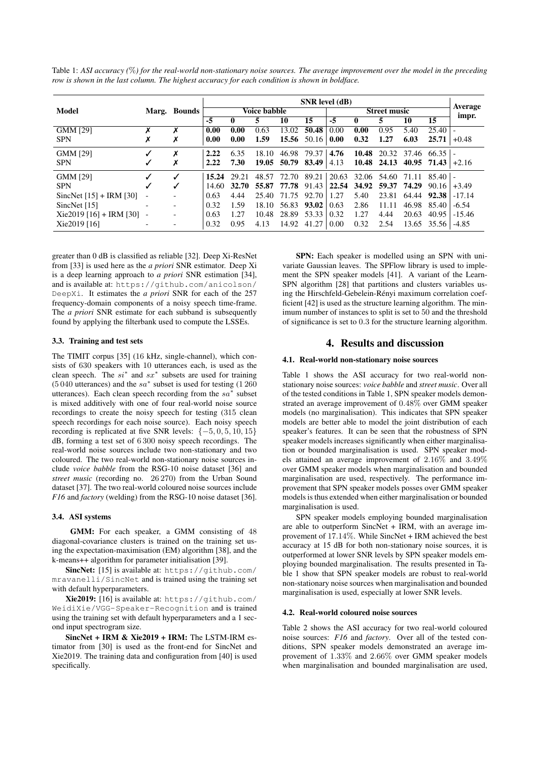Table 1: *ASI accuracy (%) for the real-world non-stationary noise sources. The average improvement over the model in the preceding row is shown in the last column. The highest accuracy for each condition is shown in boldface.*

| Model | Marg. | Bounds | SNR level (dB) | | | | | | | | | | Average impr. |
|---|---|---|---|---|---|---|---|---|---|---|---|---|---|
| | | | Voice babble | | | | | Street music | | | | | |
| | | | -5 | 0 | 5 | 10 | 15 | -5 | 0 | 5 | 10 | 15 | |
| GMM [29] | ✗ | ✗ | **0.00** | **0.00** | 0.63 | 13.02 | **50.48** | 0.00 | **0.00** | 0.95 | 5.40 | 25.40 | - |
| SPN | ✗ | ✗ | **0.00** | **0.00** | **1.59** | **15.56** | 50.16 | **0.00** | **0.32** | **1.27** | **6.03** | **25.71** | +0.48 |
| GMM [29] | ✓ | ✗ | **2.22** | 6.35 | 18.10 | 46.98 | 79.37 | **4.76** | **10.48** | 20.32 | 37.46 | 66.35 | - |
| SPN | ✓ | ✗ | **2.22** | **7.30** | **19.05** | **50.79** | **83.49** | 4.13 | **10.48** | **24.13** | **40.95** | **71.43** | +2.16 |
| GMM [29] | ✓ | ✓ | **15.24** | 29.21 | 48.57 | 72.70 | 89.21 | 20.63 | 32.06 | 54.60 | 71.11 | 85.40 | - |
| SPN | ✓ | ✓ | 14.60 | **32.70** | **55.87** | **77.78** | 91.43 | **22.54** | **34.92** | **59.37** | **74.29** | 90.16 | +3.49 |
| SincNet [15] + IRM [30] | - | - | 0.63 | 4.44 | 25.40 | 71.75 | 92.70 | 1.27 | 5.40 | 23.81 | 64.44 | **92.38** | -17.14 |
| SincNet [15] | - | - | 0.32 | 1.59 | 18.10 | 56.83 | **93.02** | 0.63 | 2.86 | 11.11 | 46.98 | 85.40 | -6.54 |
| Xie2019 [16] + IRM [30] | - | - | 0.63 | 1.27 | 10.48 | 28.89 | 53.33 | 0.32 | 1.27 | 4.44 | 20.63 | 40.95 | -15.46 |
| Xie2019 [16] | - | - | 0.32 | 0.95 | 4.13 | 14.92 | 41.27 | 0.00 | 0.32 | 2.54 | 13.65 | 35.56 | -4.85 |

greater than 0 dB is classified as reliable [32]. Deep Xi-ResNet from [33] is used here as the *a priori* SNR estimator. Deep Xi is a deep learning approach to *a priori* SNR estimation [34], and is available at: https://github.com/anicolson/DeepXi. It estimates the *a priori* SNR for each of the 257 frequency-domain components of a noisy speech time-frame. The *a priori* SNR estimate for each subband is subsequently found by applying the filterbank used to compute the LSSEs.

### 3.3. Training and test sets

The TIMIT corpus [35] (16 kHz, single-channel), which consists of 630 speakers with 10 utterances each, is used as the clean speech. The $si^*$ and $sx^*$ subsets are used for training (5 040 utterances) and the $sa^*$ subset is used for testing (1 260 utterances). Each clean speech recording from the $sa^*$ subset is mixed additively with one of four real-world noise source recordings to create the noisy speech for testing (315 clean speech recordings for each noise source). Each noisy speech recording is replicated at five SNR levels: $\{-5, 0, 5, 10, 15\}$ dB, forming a test set of 6 300 noisy speech recordings. The real-world noise sources include two non-stationary and two coloured. The two real-world non-stationary noise sources include *voice babble* from the RSG-10 noise dataset [36] and *street music* (recording no. 26 270) from the Urban Sound dataset [37]. The two real-world coloured noise sources include *F16* and *factory* (welding) from the RSG-10 noise dataset [36].

### 3.4. ASI systems

**GMM:** For each speaker, a GMM consisting of 48 diagonal-covariance clusters is trained on the training set using the expectation-maximisation (EM) algorithm [38], and the k-means++ algorithm for parameter initialisation [39].

**SincNet:** [15] is available at: https://github.com/mravanelli/SincNet and is trained using the training set with default hyperparameters.

**Xie2019:** [16] is available at: https://github.com/WeidiXie/VGG-Speaker-Recognition and is trained using the training set with default hyperparameters and a 1 second input spectrogram size.

**SincNet + IRM & Xie2019 + IRM:** The LSTM-IRM estimator from [30] is used as the front-end for SincNet and Xie2019. The training data and configuration from [40] is used specifically.

**SPN:** Each speaker is modelled using an SPN with univariate Gaussian leaves. The SPFlow library is used to implement the SPN speaker models [41]. A variant of the LearnSPN algorithm [28] that partitions and clusters variables using the Hirschfeld-Gebelein-Rényi maximum correlation coefficient [42] is used as the structure learning algorithm. The minimum number of instances to split is set to 50 and the threshold of significance is set to 0.3 for the structure learning algorithm.

## 4. Results and discussion

### 4.1. Real-world non-stationary noise sources

Table 1 shows the ASI accuracy for two real-world non-stationary noise sources: *voice babble* and *street music*. Over all of the tested conditions in Table 1, SPN speaker models demonstrated an average improvement of 0.48% over GMM speaker models (no marginalisation). This indicates that SPN speaker models are better able to model the joint distribution of each speaker's features. It can be seen that the robustness of SPN speaker models increases significantly when either marginalisation or bounded marginalisation is used. SPN speaker models attained an average improvement of 2.16% and 3.49% over GMM speaker models when marginalisation and bounded marginalisation are used, respectively. The performance improvement that SPN speaker models posses over GMM speaker models is thus extended when either marginalisation or bounded marginalisation is used.

SPN speaker models employing bounded marginalisation are able to outperform SincNet + IRM, with an average improvement of 17.14%. While SincNet + IRM achieved the best accuracy at 15 dB for both non-stationary noise sources, it is outperformed at lower SNR levels by SPN speaker models employing bounded marginalisation. The results presented in Table 1 show that SPN speaker models are robust to real-world non-stationary noise sources when marginalisation and bounded marginalisation is used, especially at lower SNR levels.

### 4.2. Real-world coloured noise sources

Table 2 shows the ASI accuracy for two real-world coloured noise sources: *F16* and *factory*. Over all of the tested conditions, SPN speaker models demonstrated an average improvement of 1.33% and 2.66% over GMM speaker models when marginalisation and bounded marginalisation are used,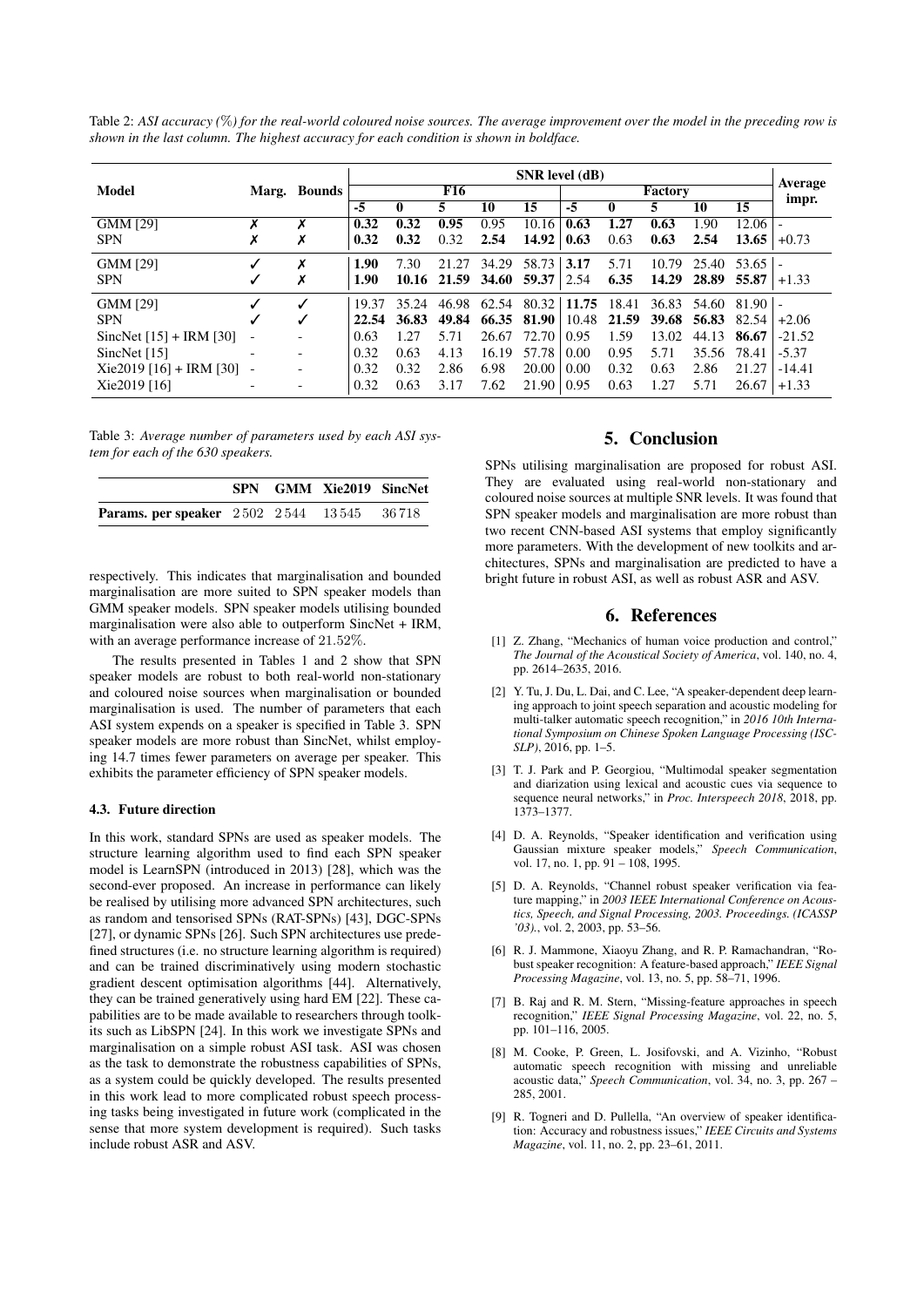Table 2: *ASI accuracy (%) for the real-world coloured noise sources. The average improvement over the model in the preceding row is shown in the last column. The highest accuracy for each condition is shown in boldface.*

| Model | Marg. | Bounds | SNR level (dB) | | | | | | | | | | Average impr. |
|---|---|---|---|---|---|---|---|---|---|---|---|---|---|
| | | | F16 | | | | | Factory | | | | | |
| | | | -5 | 0 | 5 | 10 | 15 | -5 | 0 | 5 | 10 | 15 | |
| GMM [29] | ✗ | ✗ | **0.32** | **0.32** | **0.95** | 0.95 | 10.16 | **0.63** | **1.27** | **0.63** | 1.90 | 12.06 | - |
| SPN | ✗ | ✗ | **0.32** | **0.32** | 0.32 | **2.54** | **14.92** | **0.63** | 0.63 | **0.63** | **2.54** | **13.65** | +0.73 |
| GMM [29] | ✓ | ✗ | **1.90** | 7.30 | 21.27 | 34.29 | 58.73 | **3.17** | 5.71 | 10.79 | 25.40 | 53.65 | - |
| SPN | ✓ | ✗ | **1.90** | **10.16** | **21.59** | **34.60** | **59.37** | 2.54 | **6.35** | **14.29** | **28.89** | **55.87** | +1.33 |
| GMM [29] | ✓ | ✓ | 19.37 | 35.24 | 46.98 | 62.54 | 80.32 | **11.75** | 18.41 | 36.83 | 54.60 | 81.90 | - |
| SPN | ✓ | ✓ | **22.54** | **36.83** | **49.84** | **66.35** | **81.90** | 10.48 | **21.59** | **39.68** | **56.83** | 82.54 | +2.06 |
| SincNet [15] + IRM [30] | - | - | 0.63 | 1.27 | 5.71 | 26.67 | 72.70 | 0.95 | 1.59 | 13.02 | 44.13 | **86.67** | -21.52 |
| SincNet [15] | - | - | 0.32 | 0.63 | 4.13 | 16.19 | 57.78 | 0.00 | 0.95 | 5.71 | 35.56 | 78.41 | -5.37 |
| Xie2019 [16] + IRM [30] | - | - | 0.32 | 0.32 | 2.86 | 6.98 | 20.00 | 0.00 | 0.32 | 0.63 | 2.86 | 21.27 | -14.41 |
| Xie2019 [16] | - | - | 0.32 | 0.63 | 3.17 | 7.62 | 21.90 | 0.95 | 0.63 | 1.27 | 5.71 | 26.67 | +1.33 |

Table 3: *Average number of parameters used by each ASI system for each of the 630 speakers.*

| | SPN | GMM | Xie2019 | SincNet |
|---|---|---|---|---|
| **Params. per speaker** | 2502 | 2544 | 13545 | 36718 |

respectively. This indicates that marginalisation and bounded marginalisation are more suited to SPN speaker models than GMM speaker models. SPN speaker models utilising bounded marginalisation were also able to outperform SincNet + IRM, with an average performance increase of 21.52%.

The results presented in Tables 1 and 2 show that SPN speaker models are robust to both real-world non-stationary and coloured noise sources when marginalisation or bounded marginalisation is used. The number of parameters that each ASI system expends on a speaker is specified in Table 3. SPN speaker models are more robust than SincNet, whilst employing 14.7 times fewer parameters on average per speaker. This exhibits the parameter efficiency of SPN speaker models.

### 4.3. Future direction

In this work, standard SPNs are used as speaker models. The structure learning algorithm used to find each SPN speaker model is LearnSPN (introduced in 2013) [28], which was the second-ever proposed. An increase in performance can likely be realised by utilising more advanced SPN architectures, such as random and tensorised SPNs (RAT-SPNs) [43], DGC-SPNs [27], or dynamic SPNs [26]. Such SPN architectures use predefined structures (i.e. no structure learning algorithm is required) and can be trained discriminatively using modern stochastic gradient descent optimisation algorithms [44]. Alternatively, they can be trained generatively using hard EM [22]. These capabilities are to be made available to researchers through toolkits such as LibSPN [24]. In this work we investigate SPNs and marginalisation on a simple robust ASI task. ASI was chosen as the task to demonstrate the robustness capabilities of SPNs, as a system could be quickly developed. The results presented in this work lead to more complicated robust speech processing tasks being investigated in future work (complicated in the sense that more system development is required). Such tasks include robust ASR and ASV.

## 5. Conclusion

SPNs utilising marginalisation are proposed for robust ASI. They are evaluated using real-world non-stationary and coloured noise sources at multiple SNR levels. It was found that SPN speaker models and marginalisation are more robust than two recent CNN-based ASI systems that employ significantly more parameters. With the development of new toolkits and architectures, SPNs and marginalisation are predicted to have a bright future in robust ASI, as well as robust ASR and ASV.

## 6. References

[1] Z. Zhang, "Mechanics of human voice production and control," *The Journal of the Acoustical Society of America*, vol. 140, no. 4, pp. 2614–2635, 2016.

[2] Y. Tu, J. Du, L. Dai, and C. Lee, "A speaker-dependent deep learning approach to joint speech separation and acoustic modeling for multi-talker automatic speech recognition," in *2016 10th International Symposium on Chinese Spoken Language Processing (ISCSLP)*, 2016, pp. 1–5.

[3] T. J. Park and P. Georgiou, "Multimodal speaker segmentation and diarization using lexical and acoustic cues via sequence to sequence neural networks," in *Proc. Interspeech 2018*, 2018, pp. 1373–1377.

[4] D. A. Reynolds, "Speaker identification and verification using Gaussian mixture speaker models," *Speech Communication*, vol. 17, no. 1, pp. 91 – 108, 1995.

[5] D. A. Reynolds, "Channel robust speaker verification via feature mapping," in *2003 IEEE International Conference on Acoustics, Speech, and Signal Processing, 2003. Proceedings. (ICASSP '03).*, vol. 2, 2003, pp. 53–56.

[6] R. J. Mammone, Xiaoyu Zhang, and R. P. Ramachandran, "Robust speaker recognition: A feature-based approach," *IEEE Signal Processing Magazine*, vol. 13, no. 5, pp. 58–71, 1996.

[7] B. Raj and R. M. Stern, "Missing-feature approaches in speech recognition," *IEEE Signal Processing Magazine*, vol. 22, no. 5, pp. 101–116, 2005.

[8] M. Cooke, P. Green, L. Josifovski, and A. Vizinho, "Robust automatic speech recognition with missing and unreliable acoustic data," *Speech Communication*, vol. 34, no. 3, pp. 267 – 285, 2001.

[9] R. Togneri and D. Pullella, "An overview of speaker identification: Accuracy and robustness issues," *IEEE Circuits and Systems Magazine*, vol. 11, no. 2, pp. 23–61, 2011.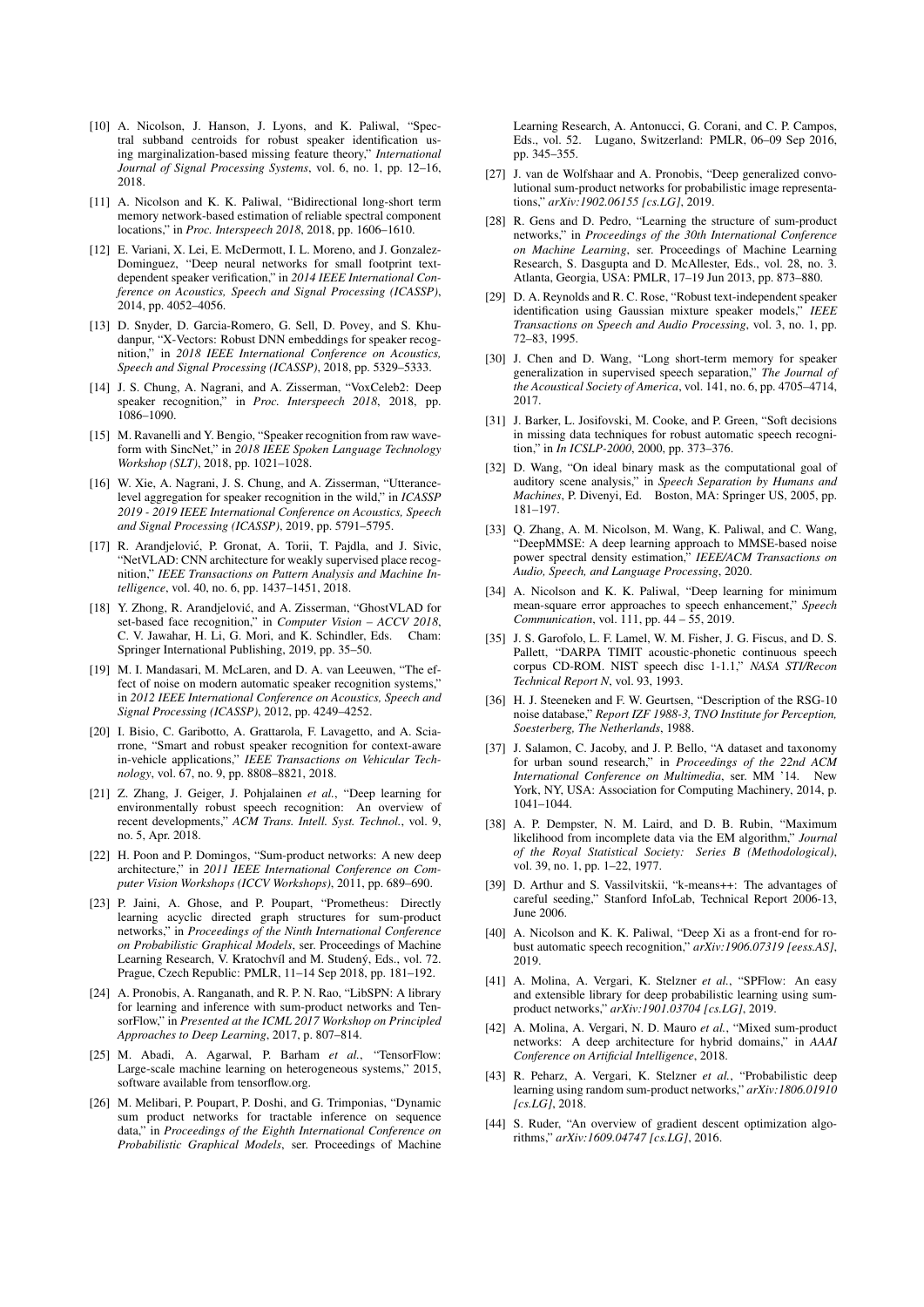[10] A. Nicolson, J. Hanson, J. Lyons, and K. Paliwal, "Spectral subband centroids for robust speaker identification using marginalization-based missing feature theory," *International Journal of Signal Processing Systems*, vol. 6, no. 1, pp. 12–16, 2018.

[11] A. Nicolson and K. K. Paliwal, "Bidirectional long-short term memory network-based estimation of reliable spectral component locations," in *Proc. Interspeech 2018*, 2018, pp. 1606–1610.

[12] E. Variani, X. Lei, E. McDermott, I. L. Moreno, and J. Gonzalez-Dominguez, "Deep neural networks for small footprint text-dependent speaker verification," in *2014 IEEE International Conference on Acoustics, Speech and Signal Processing (ICASSP)*, 2014, pp. 4052–4056.

[13] D. Snyder, D. Garcia-Romero, G. Sell, D. Povey, and S. Khudanpur, "X-Vectors: Robust DNN embeddings for speaker recognition," in *2018 IEEE International Conference on Acoustics, Speech and Signal Processing (ICASSP)*, 2018, pp. 5329–5333.

[14] J. S. Chung, A. Nagrani, and A. Zisserman, "VoxCeleb2: Deep speaker recognition," in *Proc. Interspeech 2018*, 2018, pp. 1086–1090.

[15] M. Ravanelli and Y. Bengio, "Speaker recognition from raw waveform with SincNet," in *2018 IEEE Spoken Language Technology Workshop (SLT)*, 2018, pp. 1021–1028.

[16] W. Xie, A. Nagrani, J. S. Chung, and A. Zisserman, "Utterance-level aggregation for speaker recognition in the wild," in *ICASSP 2019 - 2019 IEEE International Conference on Acoustics, Speech and Signal Processing (ICASSP)*, 2019, pp. 5791–5795.

[17] R. Arandjelović, P. Gronat, A. Torii, T. Pajdla, and J. Sivic, "NetVLAD: CNN architecture for weakly supervised place recognition," *IEEE Transactions on Pattern Analysis and Machine Intelligence*, vol. 40, no. 6, pp. 1437–1451, 2018.

[18] Y. Zhong, R. Arandjelović, and A. Zisserman, "GhostVLAD for set-based face recognition," in *Computer Vision – ACCV 2018*, C. V. Jawahar, H. Li, G. Mori, and K. Schindler, Eds. Cham: Springer International Publishing, 2019, pp. 35–50.

[19] M. I. Mandasari, M. McLaren, and D. A. van Leeuwen, "The effect of noise on modern automatic speaker recognition systems," in *2012 IEEE International Conference on Acoustics, Speech and Signal Processing (ICASSP)*, 2012, pp. 4249–4252.

[20] I. Bisio, C. Garibotto, A. Grattarola, F. Lavagetto, and A. Sciarrone, "Smart and robust speaker recognition for context-aware in-vehicle applications," *IEEE Transactions on Vehicular Technology*, vol. 67, no. 9, pp. 8808–8821, 2018.

[21] Z. Zhang, J. Geiger, J. Pohjalainen *et al.*, "Deep learning for environmentally robust speech recognition: An overview of recent developments," *ACM Trans. Intell. Syst. Technol.*, vol. 9, no. 5, Apr. 2018.

[22] H. Poon and P. Domingos, "Sum-product networks: A new deep architecture," in *2011 IEEE International Conference on Computer Vision Workshops (ICCV Workshops)*, 2011, pp. 689–690.

[23] P. Jaini, A. Ghose, and P. Poupart, "Prometheus: Directly learning acyclic directed graph structures for sum-product networks," in *Proceedings of the Ninth International Conference on Probabilistic Graphical Models*, ser. Proceedings of Machine Learning Research, V. Kratochvíl and M. Studený, Eds., vol. 72. Prague, Czech Republic: PMLR, 11–14 Sep 2018, pp. 181–192.

[24] A. Pronobis, A. Ranganath, and R. P. N. Rao, "LibSPN: A library for learning and inference with sum-product networks and TensorFlow," in *Presented at the ICML 2017 Workshop on Principled Approaches to Deep Learning*, 2017, p. 807–814.

[25] M. Abadi, A. Agarwal, P. Barham *et al.*, "TensorFlow: Large-scale machine learning on heterogeneous systems," 2015, software available from tensorflow.org.

[26] M. Melibari, P. Poupart, P. Doshi, and G. Trimponias, "Dynamic sum product networks for tractable inference on sequence data," in *Proceedings of the Eighth International Conference on Probabilistic Graphical Models*, ser. Proceedings of Machine Learning Research, A. Antonucci, G. Corani, and C. P. Campos, Eds., vol. 52. Lugano, Switzerland: PMLR, 06–09 Sep 2016, pp. 345–355.

[27] J. van de Wolfshaar and A. Pronobis, "Deep generalized convolutional sum-product networks for probabilistic image representations," *arXiv:1902.06155 [cs.LG]*, 2019.

[28] R. Gens and D. Pedro, "Learning the structure of sum-product networks," in *Proceedings of the 30th International Conference on Machine Learning*, ser. Proceedings of Machine Learning Research, S. Dasgupta and D. McAllester, Eds., vol. 28, no. 3. Atlanta, Georgia, USA: PMLR, 17–19 Jun 2013, pp. 873–880.

[29] D. A. Reynolds and R. C. Rose, "Robust text-independent speaker identification using Gaussian mixture speaker models," *IEEE Transactions on Speech and Audio Processing*, vol. 3, no. 1, pp. 72–83, 1995.

[30] J. Chen and D. Wang, "Long short-term memory for speaker generalization in supervised speech separation," *The Journal of the Acoustical Society of America*, vol. 141, no. 6, pp. 4705–4714, 2017.

[31] J. Barker, L. Josifovski, M. Cooke, and P. Green, "Soft decisions in missing data techniques for robust automatic speech recognition," in *In ICSLP-2000*, 2000, pp. 373–376.

[32] D. Wang, "On ideal binary mask as the computational goal of auditory scene analysis," in *Speech Separation by Humans and Machines*, P. Divenyi, Ed. Boston, MA: Springer US, 2005, pp. 181–197.

[33] Q. Zhang, A. M. Nicolson, M. Wang, K. Paliwal, and C. Wang, "DeepMMSE: A deep learning approach to MMSE-based noise power spectral density estimation," *IEEE/ACM Transactions on Audio, Speech, and Language Processing*, 2020.

[34] A. Nicolson and K. K. Paliwal, "Deep learning for minimum mean-square error approaches to speech enhancement," *Speech Communication*, vol. 111, pp. 44 – 55, 2019.

[35] J. S. Garofolo, L. F. Lamel, W. M. Fisher, J. G. Fiscus, and D. S. Pallett, "DARPA TIMIT acoustic-phonetic continuous speech corpus CD-ROM. NIST speech disc 1-1.1," *NASA STI/Recon Technical Report N*, vol. 93, 1993.

[36] H. J. Steeneken and F. W. Geurtsen, "Description of the RSG-10 noise database," *Report IZF 1988-3, TNO Institute for Perception, Soesterberg, The Netherlands*, 1988.

[37] J. Salamon, C. Jacoby, and J. P. Bello, "A dataset and taxonomy for urban sound research," in *Proceedings of the 22nd ACM International Conference on Multimedia*, ser. MM '14. New York, NY, USA: Association for Computing Machinery, 2014, p. 1041–1044.

[38] A. P. Dempster, N. M. Laird, and D. B. Rubin, "Maximum likelihood from incomplete data via the EM algorithm," *Journal of the Royal Statistical Society: Series B (Methodological)*, vol. 39, no. 1, pp. 1–22, 1977.

[39] D. Arthur and S. Vassilvitskii, "k-means++: The advantages of careful seeding," Stanford InfoLab, Technical Report 2006-13, June 2006.

[40] A. Nicolson and K. K. Paliwal, "Deep Xi as a front-end for robust automatic speech recognition," *arXiv:1906.07319 [eess.AS]*, 2019.

[41] A. Molina, A. Vergari, K. Stelzner *et al.*, "SPFlow: An easy and extensible library for deep probabilistic learning using sum-product networks," *arXiv:1901.03704 [cs.LG]*, 2019.

[42] A. Molina, A. Vergari, N. D. Mauro *et al.*, "Mixed sum-product networks: A deep architecture for hybrid domains," in *AAAI Conference on Artificial Intelligence*, 2018.

[43] R. Peharz, A. Vergari, K. Stelzner *et al.*, "Probabilistic deep learning using random sum-product networks," *arXiv:1806.01910 [cs.LG]*, 2018.

[44] S. Ruder, "An overview of gradient descent optimization algorithms," *arXiv:1609.04747 [cs.LG]*, 2016.